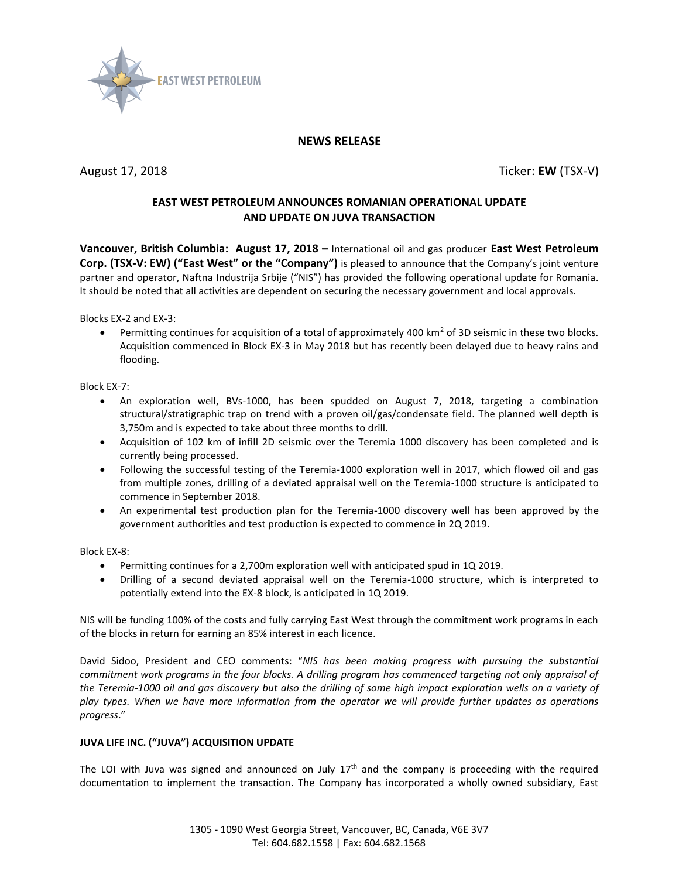## NEWS RELEASE

August 17, 2018 Ticker: **EW** (TSX-V)

### EAST WEST PETROLEUM ANNOUNCES ROMANIAN OPERATIONAL UPDATE AND UPDATE ON JUVA TRANSACTION

**Vancouver, British Columbia: August 17, 2018 –** International oil and gas producer **East West Petroleum Corp. (TSX-V: EW) ("East West" or the "Company")** is pleased to announce that the Company's joint venture partner and operator, Naftna Industrija Srbije ("NIS") has provided the following operational update for Romania. It should be noted that all activities are dependent on securing the necessary government and local approvals.

Blocks EX-2 and EX-3:

- Permitting continues for acquisition of a total of approximately 400 km$^2$ of 3D seismic in these two blocks. Acquisition commenced in Block EX-3 in May 2018 but has recently been delayed due to heavy rains and flooding.

Block EX-7:

- An exploration well, BVs-1000, has been spudded on August 7, 2018, targeting a combination structural/stratigraphic trap on trend with a proven oil/gas/condensate field. The planned well depth is 3,750m and is expected to take about three months to drill.
- Acquisition of 102 km of infill 2D seismic over the Teremia 1000 discovery has been completed and is currently being processed.
- Following the successful testing of the Teremia-1000 exploration well in 2017, which flowed oil and gas from multiple zones, drilling of a deviated appraisal well on the Teremia-1000 structure is anticipated to commence in September 2018.
- An experimental test production plan for the Teremia-1000 discovery well has been approved by the government authorities and test production is expected to commence in 2Q 2019.

Block EX-8:

- Permitting continues for a 2,700m exploration well with anticipated spud in 1Q 2019.
- Drilling of a second deviated appraisal well on the Teremia-1000 structure, which is interpreted to potentially extend into the EX-8 block, is anticipated in 1Q 2019.

NIS will be funding 100% of the costs and fully carrying East West through the commitment work programs in each of the blocks in return for earning an 85% interest in each licence.

David Sidoo, President and CEO comments: "*NIS has been making progress with pursuing the substantial commitment work programs in the four blocks. A drilling program has commenced targeting not only appraisal of the Teremia-1000 oil and gas discovery but also the drilling of some high impact exploration wells on a variety of play types. When we have more information from the operator we will provide further updates as operations progress*."

**JUVA LIFE INC. ("JUVA") ACQUISITION UPDATE**

The LOI with Juva was signed and announced on July 17th and the company is proceeding with the required documentation to implement the transaction. The Company has incorporated a wholly owned subsidiary, East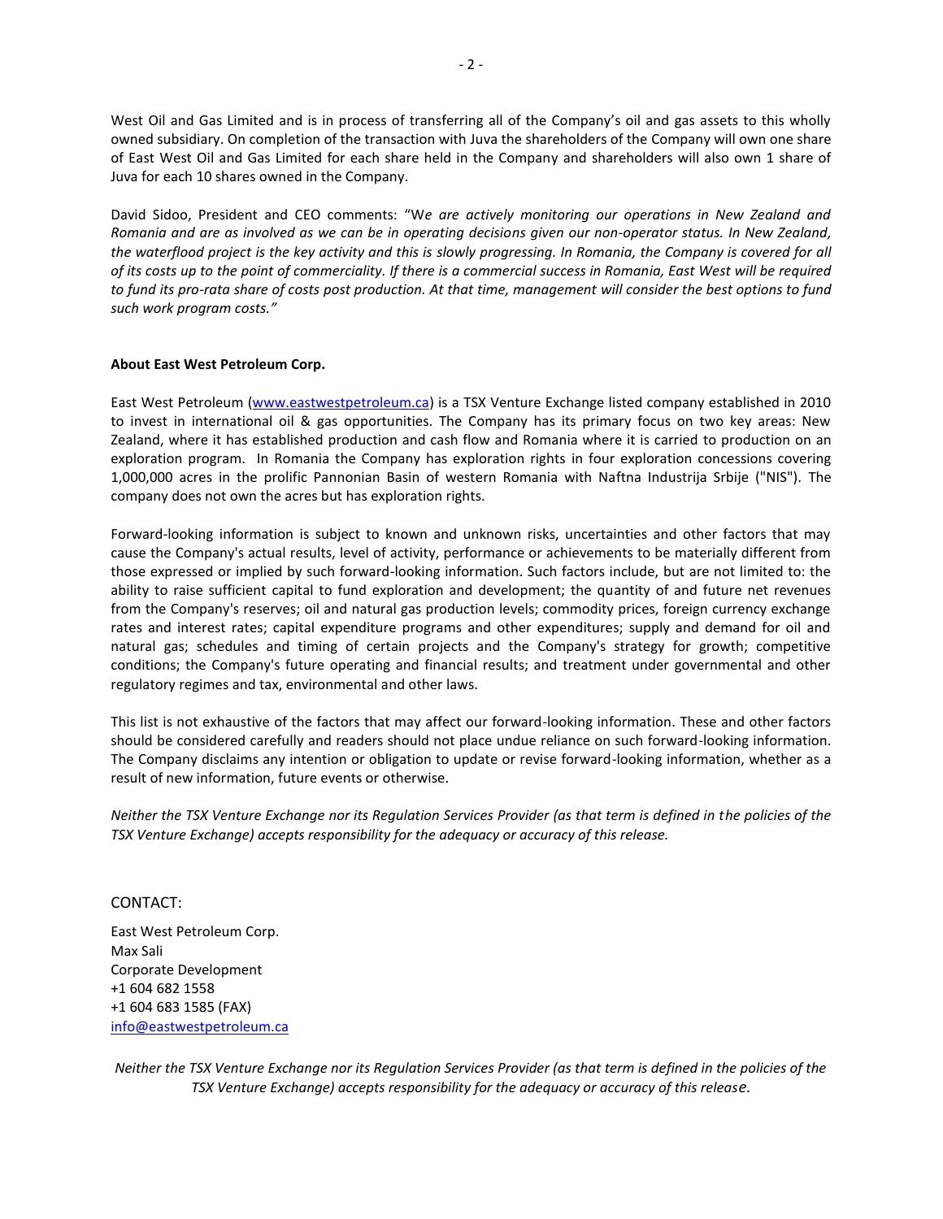West Oil and Gas Limited and is in process of transferring all of the Company's oil and gas assets to this wholly owned subsidiary. On completion of the transaction with Juva the shareholders of the Company will own one share of East West Oil and Gas Limited for each share held in the Company and shareholders will also own 1 share of Juva for each 10 shares owned in the Company.

David Sidoo, President and CEO comments: "W*e are actively monitoring our operations in New Zealand and Romania and are as involved as we can be in operating decisions given our non-operator status. In New Zealand, the waterflood project is the key activity and this is slowly progressing. In Romania, the Company is covered for all of its costs up to the point of commerciality. If there is a commercial success in Romania, East West will be required to fund its pro-rata share of costs post production. At that time, management will consider the best options to fund such work program costs."*

**About East West Petroleum Corp.**

East West Petroleum (www.eastwestpetroleum.ca) is a TSX Venture Exchange listed company established in 2010 to invest in international oil & gas opportunities. The Company has its primary focus on two key areas: New Zealand, where it has established production and cash flow and Romania where it is carried to production on an exploration program. In Romania the Company has exploration rights in four exploration concessions covering 1,000,000 acres in the prolific Pannonian Basin of western Romania with Naftna Industrija Srbije ("NIS"). The company does not own the acres but has exploration rights.

Forward-looking information is subject to known and unknown risks, uncertainties and other factors that may cause the Company's actual results, level of activity, performance or achievements to be materially different from those expressed or implied by such forward-looking information. Such factors include, but are not limited to: the ability to raise sufficient capital to fund exploration and development; the quantity of and future net revenues from the Company's reserves; oil and natural gas production levels; commodity prices, foreign currency exchange rates and interest rates; capital expenditure programs and other expenditures; supply and demand for oil and natural gas; schedules and timing of certain projects and the Company's strategy for growth; competitive conditions; the Company's future operating and financial results; and treatment under governmental and other regulatory regimes and tax, environmental and other laws.

This list is not exhaustive of the factors that may affect our forward-looking information. These and other factors should be considered carefully and readers should not place undue reliance on such forward-looking information. The Company disclaims any intention or obligation to update or revise forward-looking information, whether as a result of new information, future events or otherwise.

*Neither the TSX Venture Exchange nor its Regulation Services Provider (as that term is defined in the policies of the TSX Venture Exchange) accepts responsibility for the adequacy or accuracy of this release.*

CONTACT:

East West Petroleum Corp.
Max Sali
Corporate Development
+1 604 682 1558
+1 604 683 1585 (FAX)
info@eastwestpetroleum.ca

*Neither the TSX Venture Exchange nor its Regulation Services Provider (as that term is defined in the policies of the TSX Venture Exchange) accepts responsibility for the adequacy or accuracy of this release.*